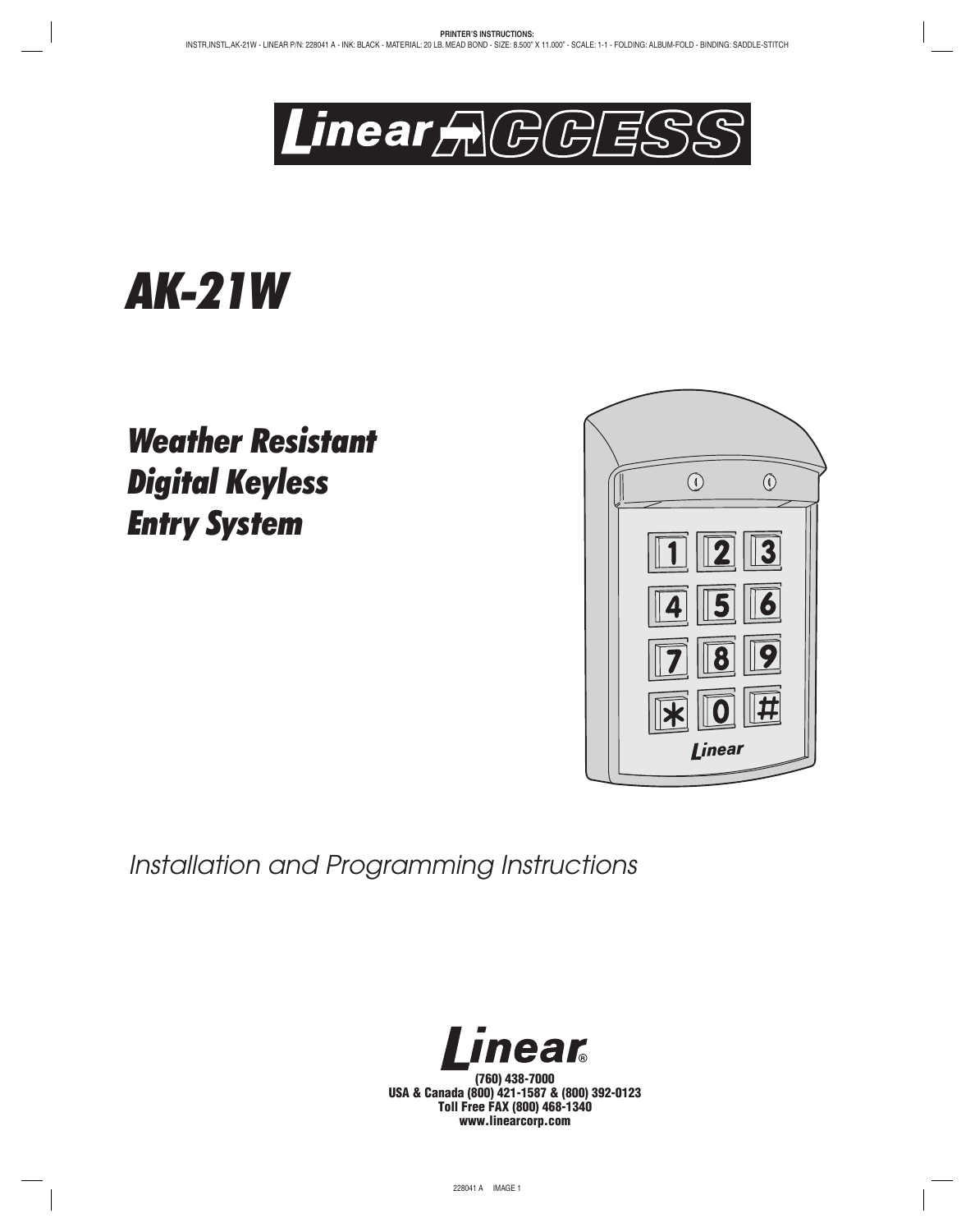PRINTER'S INSTRUCTIONS:
INSTR,INSTL,AK-21W - LINEAR P/N: 228041 A - INK: BLACK - MATERIAL: 20 LB. MEAD BOND - SIZE: 8.500" X 11.000" - SCALE: 1-1 - FOLDING: ALBUM-FOLD - BINDING: SADDLE-STITCH

Linear ACCESS

# *AK-21W*

## *Weather Resistant Digital Keyless Entry System*

*Installation and Programming Instructions*

**Linear®**
**(760) 438-7000**
**USA & Canada (800) 421-1587 & (800) 392-0123**
**Toll Free FAX (800) 468-1340**
**www.linearcorp.com**

228041 A IMAGE 1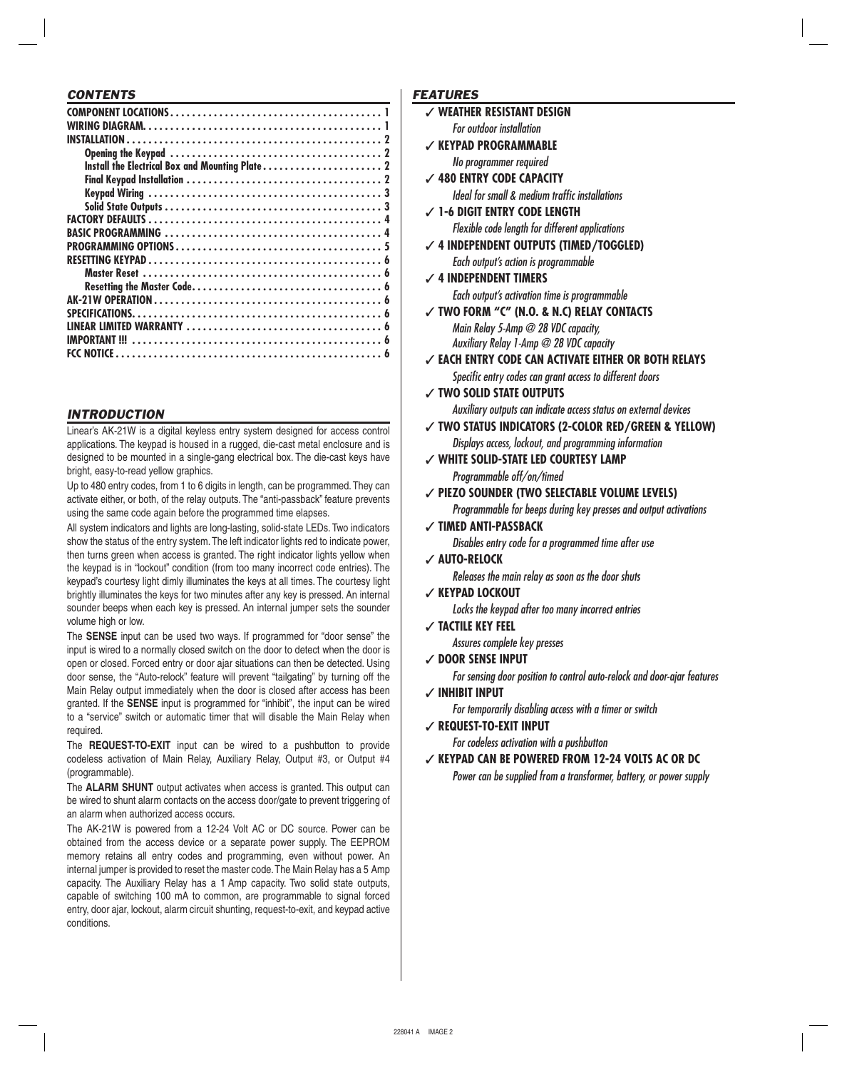## CONTENTS

| | |
|---|---|
| **COMPONENT LOCATIONS** | **1** |
| **WIRING DIAGRAM.** | **1** |
| **INSTALLATION** | **2** |
| **Opening the Keypad** | **2** |
| **Install the Electrical Box and Mounting Plate** | **2** |
| **Final Keypad Installation** | **2** |
| **Keypad Wiring** | **3** |
| **Solid State Outputs** | **3** |
| **FACTORY DEFAULTS** | **4** |
| **BASIC PROGRAMMING** | **4** |
| **PROGRAMMING OPTIONS** | **5** |
| **RESETTING KEYPAD** | **6** |
| **Master Reset** | **6** |
| **Resetting the Master Code.** | **6** |
| **AK-21W OPERATION** | **6** |
| **SPECIFICATIONS.** | **6** |
| **LINEAR LIMITED WARRANTY** | **6** |
| **IMPORTANT !!!** | **6** |
| **FCC NOTICE** | **6** |

## INTRODUCTION

Linear's AK-21W is a digital keyless entry system designed for access control applications. The keypad is housed in a rugged, die-cast metal enclosure and is designed to be mounted in a single-gang electrical box. The die-cast keys have bright, easy-to-read yellow graphics.

Up to 480 entry codes, from 1 to 6 digits in length, can be programmed. They can activate either, or both, of the relay outputs. The "anti-passback" feature prevents using the same code again before the programmed time elapses.

All system indicators and lights are long-lasting, solid-state LEDs. Two indicators show the status of the entry system. The left indicator lights red to indicate power, then turns green when access is granted. The right indicator lights yellow when the keypad is in "lockout" condition (from too many incorrect code entries). The keypad's courtesy light dimly illuminates the keys at all times. The courtesy light brightly illuminates the keys for two minutes after any key is pressed. An internal sounder beeps when each key is pressed. An internal jumper sets the sounder volume high or low.

The **SENSE** input can be used two ways. If programmed for "door sense" the input is wired to a normally closed switch on the door to detect when the door is open or closed. Forced entry or door ajar situations can then be detected. Using door sense, the "Auto-relock" feature will prevent "tailgating" by turning off the Main Relay output immediately when the door is closed after access has been granted. If the **SENSE** input is programmed for "inhibit", the input can be wired to a "service" switch or automatic timer that will disable the Main Relay when required.

The **REQUEST-TO-EXIT** input can be wired to a pushbutton to provide codeless activation of Main Relay, Auxiliary Relay, Output #3, or Output #4 (programmable).

The **ALARM SHUNT** output activates when access is granted. This output can be wired to shunt alarm contacts on the access door/gate to prevent triggering of an alarm when authorized access occurs.

The AK-21W is powered from a 12-24 Volt AC or DC source. Power can be obtained from the access device or a separate power supply. The EEPROM memory retains all entry codes and programming, even without power. An internal jumper is provided to reset the master code. The Main Relay has a 5 Amp capacity. The Auxiliary Relay has a 1 Amp capacity. Two solid state outputs, capable of switching 100 mA to common, are programmable to signal forced entry, door ajar, lockout, alarm circuit shunting, request-to-exit, and keypad active conditions.

## FEATURES

- ✓ **WEATHER RESISTANT DESIGN**
  *For outdoor installation*
- ✓ **KEYPAD PROGRAMMABLE**
  *No programmer required*
- ✓ **480 ENTRY CODE CAPACITY**
  *Ideal for small & medium traffic installations*
- ✓ **1-6 DIGIT ENTRY CODE LENGTH**
  *Flexible code length for different applications*
- ✓ **4 INDEPENDENT OUTPUTS (TIMED/TOGGLED)**
  *Each output's action is programmable*
- ✓ **4 INDEPENDENT TIMERS**
  *Each output's activation time is programmable*
- ✓ **TWO FORM "C" (N.O. & N.C) RELAY CONTACTS**
  *Main Relay 5-Amp @ 28 VDC capacity,*
  *Auxiliary Relay 1-Amp @ 28 VDC capacity*
- ✓ **EACH ENTRY CODE CAN ACTIVATE EITHER OR BOTH RELAYS**
  *Specific entry codes can grant access to different doors*
- ✓ **TWO SOLID STATE OUTPUTS**
  *Auxiliary outputs can indicate access status on external devices*
- ✓ **TWO STATUS INDICATORS (2-COLOR RED/GREEN & YELLOW)**
  *Displays access, lockout, and programming information*
- ✓ **WHITE SOLID-STATE LED COURTESY LAMP**
  *Programmable off/on/timed*
- ✓ **PIEZO SOUNDER (TWO SELECTABLE VOLUME LEVELS)**
  *Programmable for beeps during key presses and output activations*
- ✓ **TIMED ANTI-PASSBACK**
  *Disables entry code for a programmed time after use*
- ✓ **AUTO-RELOCK**
  *Releases the main relay as soon as the door shuts*
- ✓ **KEYPAD LOCKOUT**
  *Locks the keypad after too many incorrect entries*
- ✓ **TACTILE KEY FEEL**
  *Assures complete key presses*
- ✓ **DOOR SENSE INPUT**
  *For sensing door position to control auto-relock and door-ajar features*
- ✓ **INHIBIT INPUT**
  *For temporarily disabling access with a timer or switch*
- ✓ **REQUEST-TO-EXIT INPUT**
  *For codeless activation with a pushbutton*
- ✓ **KEYPAD CAN BE POWERED FROM 12-24 VOLTS AC OR DC**
  *Power can be supplied from a transformer, battery, or power supply*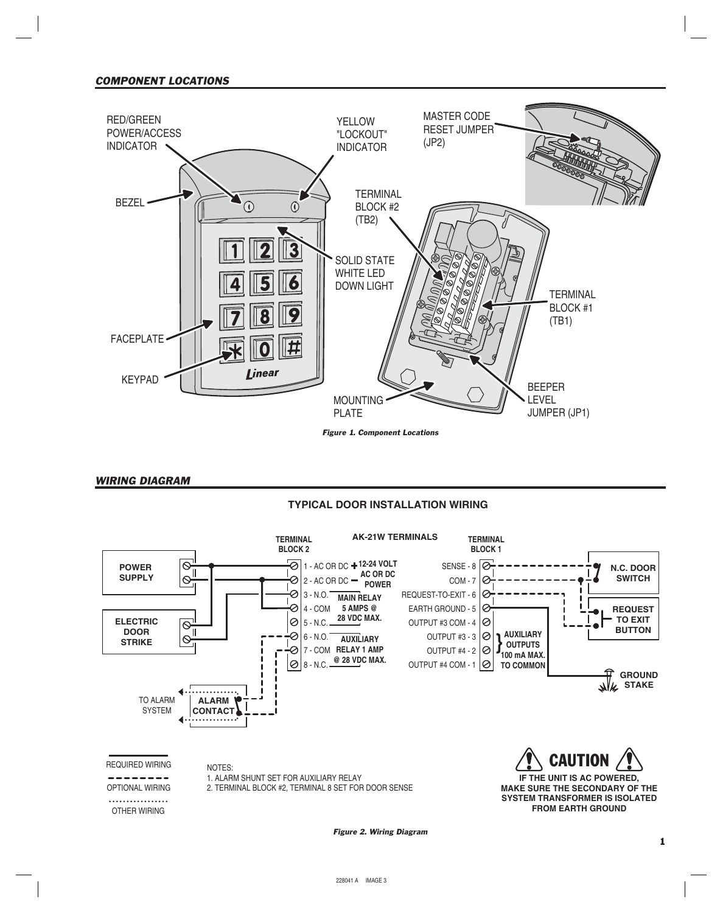## *COMPONENT LOCATIONS*

RED/GREEN POWER/ACCESS INDICATOR

YELLOW "LOCKOUT" INDICATOR

MASTER CODE RESET JUMPER (JP2)

BEZEL

TERMINAL BLOCK #2 (TB2)

SOLID STATE WHITE LED DOWN LIGHT

TERMINAL BLOCK #1 (TB1)

FACEPLATE

KEYPAD

MOUNTING PLATE

BEEPER LEVEL JUMPER (JP1)

*Figure 1. Component Locations*

## *WIRING DIAGRAM*

**TYPICAL DOOR INSTALLATION WIRING**

**AK-21W TERMINALS**

| TERMINAL BLOCK 2 | | TERMINAL BLOCK 1 | |
|---|---|---|---|
| 1 - AC OR DC + | 12-24 VOLT AC OR DC POWER | SENSE - 8 | |
| 2 - AC OR DC − | | COM - 7 | |
| 3 - N.O. | MAIN RELAY 5 AMPS @ 28 VDC MAX. | REQUEST-TO-EXIT - 6 | |
| 4 - COM | | EARTH GROUND - 5 | |
| 5 - N.C. | | OUTPUT #3 COM - 4 | |
| 6 - N.O. | AUXILIARY RELAY 1 AMP @ 28 VDC MAX. | OUTPUT #3 - 3 | AUXILIARY OUTPUTS 100 mA MAX. TO COMMON |
| 7 - COM | | OUTPUT #4 - 2 | |
| 8 - N.C. | | OUTPUT #4 COM - 1 | |

POWER SUPPLY

ELECTRIC DOOR STRIKE

TO ALARM SYSTEM

ALARM CONTACT

N.C. DOOR SWITCH

REQUEST TO EXIT BUTTON

GROUND STAKE

REQUIRED WIRING

OPTIONAL WIRING

OTHER WIRING

NOTES:
1. ALARM SHUNT SET FOR AUXILIARY RELAY
2. TERMINAL BLOCK #2, TERMINAL 8 SET FOR DOOR SENSE

**CAUTION**

**IF THE UNIT IS AC POWERED, MAKE SURE THE SECONDARY OF THE SYSTEM TRANSFORMER IS ISOLATED FROM EARTH GROUND**

*Figure 2. Wiring Diagram*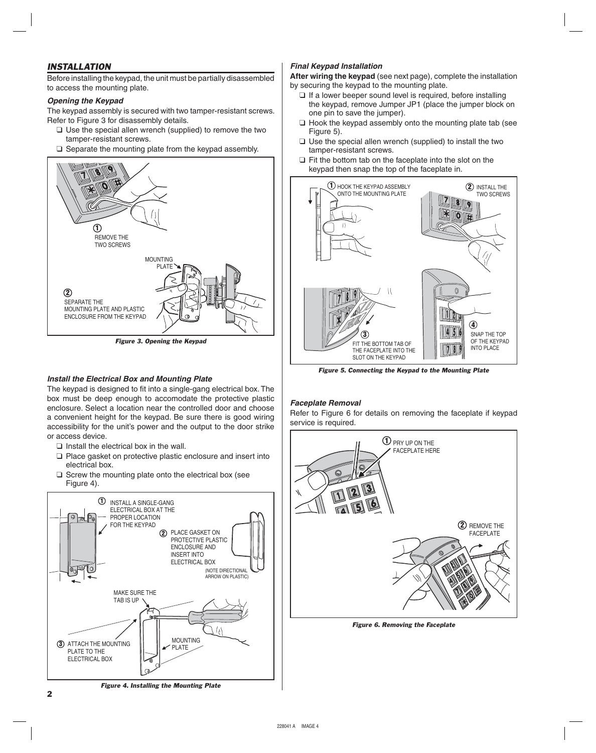## INSTALLATION

Before installing the keypad, the unit must be partially disassembled to access the mounting plate.

### *Opening the Keypad*

The keypad assembly is secured with two tamper-resistant screws. Refer to Figure 3 for disassembly details.

- ❑ Use the special allen wrench (supplied) to remove the two tamper-resistant screws.
- ❑ Separate the mounting plate from the keypad assembly.

*Figure 3. Opening the Keypad*

### *Install the Electrical Box and Mounting Plate*

The keypad is designed to fit into a single-gang electrical box. The box must be deep enough to accomodate the protective plastic enclosure. Select a location near the controlled door and choose a convenient height for the keypad. Be sure there is good wiring accessibility for the unit's power and the output to the door strike or access device.

- ❑ Install the electrical box in the wall.
- ❑ Place gasket on protective plastic enclosure and insert into electrical box.
- ❑ Screw the mounting plate onto the electrical box (see Figure 4).

*Figure 4. Installing the Mounting Plate*

### *Final Keypad Installation*

**After wiring the keypad** (see next page), complete the installation by securing the keypad to the mounting plate.

- ❑ If a lower beeper sound level is required, before installing the keypad, remove Jumper JP1 (place the jumper block on one pin to save the jumper).
- ❑ Hook the keypad assembly onto the mounting plate tab (see Figure 5).
- ❑ Use the special allen wrench (supplied) to install the two tamper-resistant screws.
- ❑ Fit the bottom tab on the faceplate into the slot on the keypad then snap the top of the faceplate in.

*Figure 5. Connecting the Keypad to the Mounting Plate*

### *Faceplate Removal*

Refer to Figure 6 for details on removing the faceplate if keypad service is required.

*Figure 6. Removing the Faceplate*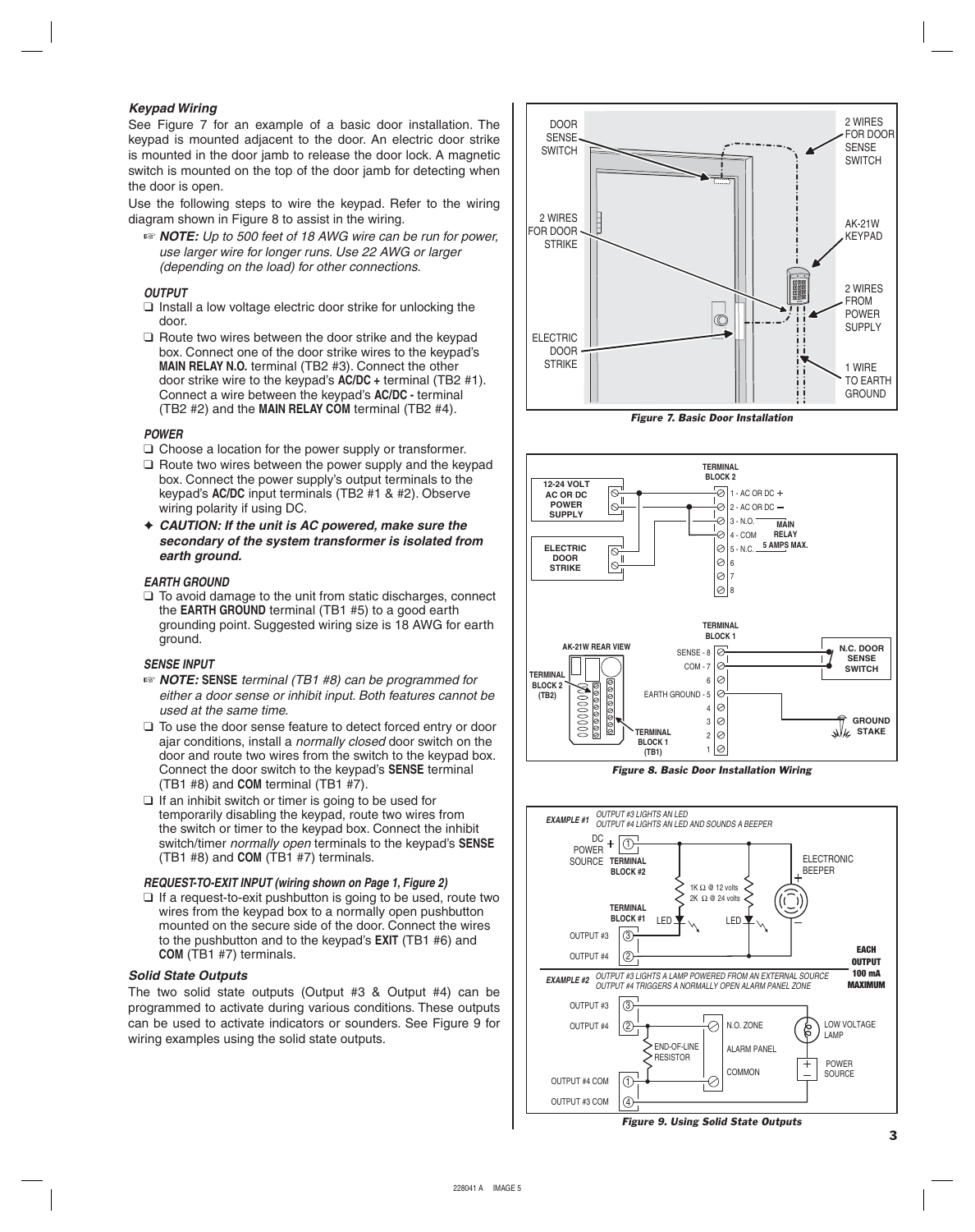### Keypad Wiring

See Figure 7 for an example of a basic door installation. The keypad is mounted adjacent to the door. An electric door strike is mounted in the door jamb to release the door lock. A magnetic switch is mounted on the top of the door jamb for detecting when the door is open.

Use the following steps to wire the keypad. Refer to the wiring diagram shown in Figure 8 to assist in the wiring.

☞ ***NOTE:*** *Up to 500 feet of 18 AWG wire can be run for power, use larger wire for longer runs. Use 22 AWG or larger (depending on the load) for other connections.*

#### OUTPUT

- ❑ Install a low voltage electric door strike for unlocking the door.
- ❑ Route two wires between the door strike and the keypad box. Connect one of the door strike wires to the keypad's **MAIN RELAY N.O.** terminal (TB2 #3). Connect the other door strike wire to the keypad's **AC/DC +** terminal (TB2 #1). Connect a wire between the keypad's **AC/DC -** terminal (TB2 #2) and the **MAIN RELAY COM** terminal (TB2 #4).

#### POWER

- ❑ Choose a location for the power supply or transformer.
- ❑ Route two wires between the power supply and the keypad box. Connect the power supply's output terminals to the keypad's **AC/DC** input terminals (TB2 #1 & #2). Observe wiring polarity if using DC.

✦ ***CAUTION: If the unit is AC powered, make sure the secondary of the system transformer is isolated from earth ground.***

#### EARTH GROUND

- ❑ To avoid damage to the unit from static discharges, connect the **EARTH GROUND** terminal (TB1 #5) to a good earth grounding point. Suggested wiring size is 18 AWG for earth ground.

#### SENSE INPUT

☞ ***NOTE:*** **SENSE** *terminal (TB1 #8) can be programmed for either a door sense or inhibit input. Both features cannot be used at the same time.*

- ❑ To use the door sense feature to detect forced entry or door ajar conditions, install a *normally closed* door switch on the door and route two wires from the switch to the keypad box. Connect the door switch to the keypad's **SENSE** terminal (TB1 #8) and **COM** terminal (TB1 #7).
- ❑ If an inhibit switch or timer is going to be used for temporarily disabling the keypad, route two wires from the switch or timer to the keypad box. Connect the inhibit switch/timer *normally open* terminals to the keypad's **SENSE** (TB1 #8) and **COM** (TB1 #7) terminals.

#### REQUEST-TO-EXIT INPUT (wiring shown on Page 1, Figure 2)

- ❑ If a request-to-exit pushbutton is going to be used, route two wires from the keypad box to a normally open pushbutton mounted on the secure side of the door. Connect the wires to the pushbutton and to the keypad's **EXIT** (TB1 #6) and **COM** (TB1 #7) terminals.

### Solid State Outputs

The two solid state outputs (Output #3 & Output #4) can be programmed to activate during various conditions. These outputs can be used to activate indicators or sounders. See Figure 9 for wiring examples using the solid state outputs.

*Figure 7. Basic Door Installation*

*Figure 8. Basic Door Installation Wiring*

*Figure 9. Using Solid State Outputs*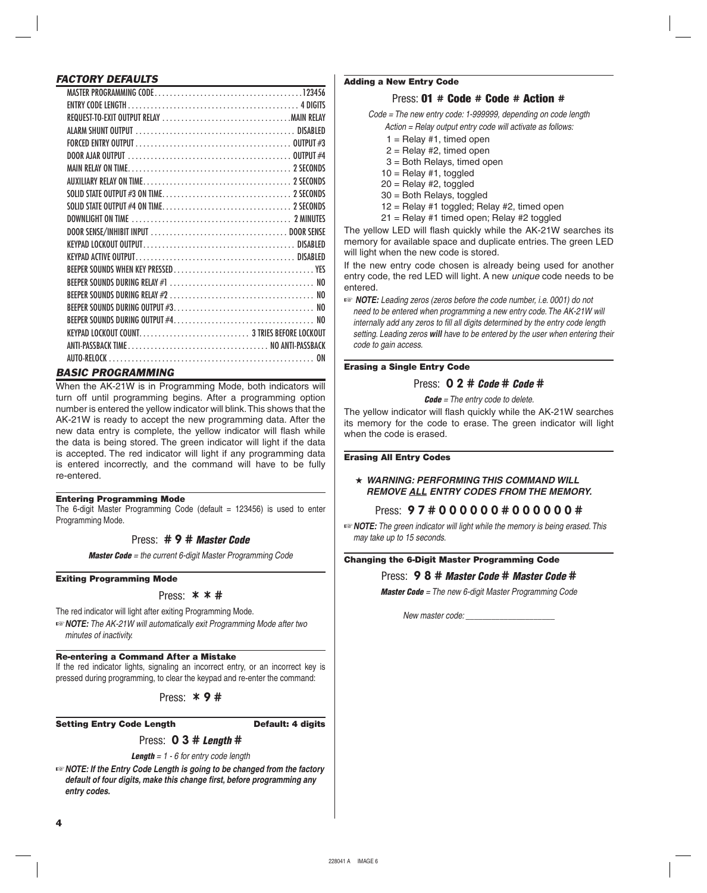## *FACTORY DEFAULTS*

| Setting | Default |
|---|---|
| MASTER PROGRAMMING CODE | 123456 |
| ENTRY CODE LENGTH | 4 DIGITS |
| REQUEST-TO-EXIT OUTPUT RELAY | MAIN RELAY |
| ALARM SHUNT OUTPUT | DISABLED |
| FORCED ENTRY OUTPUT | OUTPUT #3 |
| DOOR AJAR OUTPUT | OUTPUT #4 |
| MAIN RELAY ON TIME | 2 SECONDS |
| AUXILIARY RELAY ON TIME | 2 SECONDS |
| SOLID STATE OUTPUT #3 ON TIME | 2 SECONDS |
| SOLID STATE OUTPUT #4 ON TIME | 2 SECONDS |
| DOWNLIGHT ON TIME | 2 MINUTES |
| DOOR SENSE/INHIBIT INPUT | DOOR SENSE |
| KEYPAD LOCKOUT OUTPUT | DISABLED |
| KEYPAD ACTIVE OUTPUT | DISABLED |
| BEEPER SOUNDS WHEN KEY PRESSED | YES |
| BEEPER SOUNDS DURING RELAY #1 | NO |
| BEEPER SOUNDS DURING RELAY #2 | NO |
| BEEPER SOUNDS DURING OUTPUT #3 | NO |
| BEEPER SOUNDS DURING OUTPUT #4 | NO |
| KEYPAD LOCKOUT COUNT | 3 TRIES BEFORE LOCKOUT |
| ANTI-PASSBACK TIME | NO ANTI-PASSBACK |
| AUTO-RELOCK | ON |

## *BASIC PROGRAMMING*

When the AK-21W is in Programming Mode, both indicators will turn off until programming begins. After a programming option number is entered the yellow indicator will blink. This shows that the AK-21W is ready to accept the new programming data. After the new data entry is complete, the yellow indicator will flash while the data is being stored. The green indicator will light if the data is accepted. The red indicator will light if any programming data is entered incorrectly, and the command will have to be fully re-entered.

### Entering Programming Mode

The 6-digit Master Programming Code (default = 123456) is used to enter Programming Mode.

Press: **# 9 #** ***Master Code***

***Master Code*** *= the current 6-digit Master Programming Code*

### Exiting Programming Mode

Press: **\* \* #**

The red indicator will light after exiting Programming Mode.

☞ ***NOTE:*** *The AK-21W will automatically exit Programming Mode after two minutes of inactivity.*

### Re-entering a Command After a Mistake

If the red indicator lights, signaling an incorrect entry, or an incorrect key is pressed during programming, to clear the keypad and re-enter the command:

Press: **\* 9 #**

### Setting Entry Code Length — Default: 4 digits

Press: **0 3 #** ***Length*** **#**

***Length*** *= 1 - 6 for entry code length*

☞ ***NOTE: If the Entry Code Length is going to be changed from the factory default of four digits, make this change first, before programming any entry codes.***

### Adding a New Entry Code

Press: **01 # Code # Code # Action #**

*Code = The new entry code: 1-999999, depending on code length*

*Action = Relay output entry code will activate as follows:*

- 1 = Relay #1, timed open
- 2 = Relay #2, timed open
- 3 = Both Relays, timed open
- 10 = Relay #1, toggled
- 20 = Relay #2, toggled
- 30 = Both Relays, toggled
- 12 = Relay #1 toggled; Relay #2, timed open
- 21 = Relay #1 timed open; Relay #2 toggled

The yellow LED will flash quickly while the AK-21W searches its memory for available space and duplicate entries. The green LED will light when the new code is stored.

If the new entry code chosen is already being used for another entry code, the red LED will light. A new *unique* code needs to be entered.

☞ ***NOTE:*** *Leading zeros (zeros before the code number, i.e. 0001) do not need to be entered when programming a new entry code. The AK-21W will internally add any zeros to fill all digits determined by the entry code length setting. Leading zeros* ***will*** *have to be entered by the user when entering their code to gain access.*

### Erasing a Single Entry Code

Press: **0 2 #** ***Code*** **#** ***Code*** **#**

***Code*** *= The entry code to delete.*

The yellow indicator will flash quickly while the AK-21W searches its memory for the code to erase. The green indicator will light when the code is erased.

### Erasing All Entry Codes

★ ***WARNING: PERFORMING THIS COMMAND WILL REMOVE ALL ENTRY CODES FROM THE MEMORY.***

Press: **9 7 # 0 0 0 0 0 0 # 0 0 0 0 0 0 #**

☞ ***NOTE:*** *The green indicator will light while the memory is being erased. This may take up to 15 seconds.*

### Changing the 6-Digit Master Programming Code

Press: **9 8 #** ***Master Code*** **#** ***Master Code*** **#**

***Master Code*** *= The new 6-digit Master Programming Code*

*New master code: ____________________*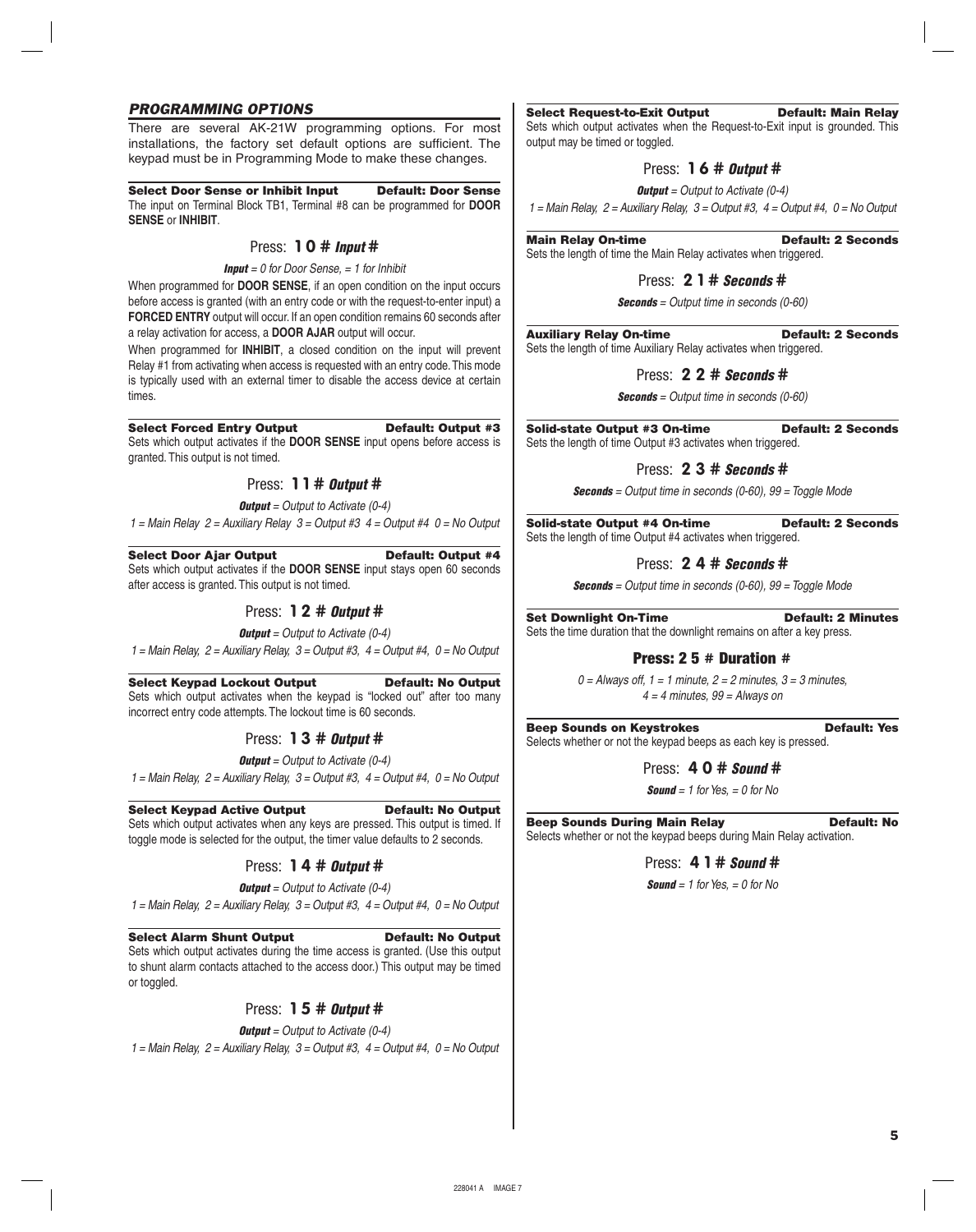## PROGRAMMING OPTIONS

There are several AK-21W programming options. For most installations, the factory set default options are sufficient. The keypad must be in Programming Mode to make these changes.

### Select Door Sense or Inhibit Input — Default: Door Sense

The input on Terminal Block TB1, Terminal #8 can be programmed for **DOOR SENSE** or **INHIBIT**.

Press: **1 0 #** ***Input*** **#**

***Input*** *= 0 for Door Sense, = 1 for Inhibit*

When programmed for **DOOR SENSE**, if an open condition on the input occurs before access is granted (with an entry code or with the request-to-enter input) a **FORCED ENTRY** output will occur. If an open condition remains 60 seconds after a relay activation for access, a **DOOR AJAR** output will occur.

When programmed for **INHIBIT**, a closed condition on the input will prevent Relay #1 from activating when access is requested with an entry code. This mode is typically used with an external timer to disable the access device at certain times.

### Select Forced Entry Output — Default: Output #3

Sets which output activates if the **DOOR SENSE** input opens before access is granted. This output is not timed.

Press: **1 1 #** ***Output*** **#**

***Output*** *= Output to Activate (0-4)*

*1 = Main Relay 2 = Auxiliary Relay 3 = Output #3 4 = Output #4 0 = No Output*

### Select Door Ajar Output — Default: Output #4

Sets which output activates if the **DOOR SENSE** input stays open 60 seconds after access is granted. This output is not timed.

Press: **1 2 #** ***Output*** **#**

***Output*** *= Output to Activate (0-4)*

*1 = Main Relay, 2 = Auxiliary Relay, 3 = Output #3, 4 = Output #4, 0 = No Output*

### Select Keypad Lockout Output — Default: No Output

Sets which output activates when the keypad is "locked out" after too many incorrect entry code attempts. The lockout time is 60 seconds.

Press: **1 3 #** ***Output*** **#**

***Output*** *= Output to Activate (0-4)*

*1 = Main Relay, 2 = Auxiliary Relay, 3 = Output #3, 4 = Output #4, 0 = No Output*

### Select Keypad Active Output — Default: No Output

Sets which output activates when any keys are pressed. This output is timed. If toggle mode is selected for the output, the timer value defaults to 2 seconds.

Press: **1 4 #** ***Output*** **#**

***Output*** *= Output to Activate (0-4)*

*1 = Main Relay, 2 = Auxiliary Relay, 3 = Output #3, 4 = Output #4, 0 = No Output*

### Select Alarm Shunt Output — Default: No Output

Sets which output activates during the time access is granted. (Use this output to shunt alarm contacts attached to the access door.) This output may be timed or toggled.

Press: **1 5 #** ***Output*** **#**

***Output*** *= Output to Activate (0-4)*

*1 = Main Relay, 2 = Auxiliary Relay, 3 = Output #3, 4 = Output #4, 0 = No Output*

### Select Request-to-Exit Output — Default: Main Relay

Sets which output activates when the Request-to-Exit input is grounded. This output may be timed or toggled.

Press: **1 6 #** ***Output*** **#**

***Output*** *= Output to Activate (0-4)*

*1 = Main Relay, 2 = Auxiliary Relay, 3 = Output #3, 4 = Output #4, 0 = No Output*

### Main Relay On-time — Default: 2 Seconds

Sets the length of time the Main Relay activates when triggered.

Press: **2 1 #** ***Seconds*** **#**

***Seconds*** *= Output time in seconds (0-60)*

### Auxiliary Relay On-time — Default: 2 Seconds

Sets the length of time Auxiliary Relay activates when triggered.

Press: **2 2 #** ***Seconds*** **#**

***Seconds*** *= Output time in seconds (0-60)*

### Solid-state Output #3 On-time — Default: 2 Seconds

Sets the length of time Output #3 activates when triggered.

Press: **2 3 #** ***Seconds*** **#**

***Seconds*** *= Output time in seconds (0-60), 99 = Toggle Mode*

### Solid-state Output #4 On-time — Default: 2 Seconds

Sets the length of time Output #4 activates when triggered.

Press: **2 4 #** ***Seconds*** **#**

***Seconds*** *= Output time in seconds (0-60), 99 = Toggle Mode*

### Set Downlight On-Time — Default: 2 Minutes

Sets the time duration that the downlight remains on after a key press.

**Press: 2 5 # Duration #**

*0 = Always off, 1 = 1 minute, 2 = 2 minutes, 3 = 3 minutes, 4 = 4 minutes, 99 = Always on*

### Beep Sounds on Keystrokes — Default: Yes

Selects whether or not the keypad beeps as each key is pressed.

Press: **4 0 #** ***Sound*** **#**

***Sound*** *= 1 for Yes, = 0 for No*

### Beep Sounds During Main Relay — Default: No

Selects whether or not the keypad beeps during Main Relay activation.

Press: **4 1 #** ***Sound*** **#**

***Sound*** *= 1 for Yes, = 0 for No*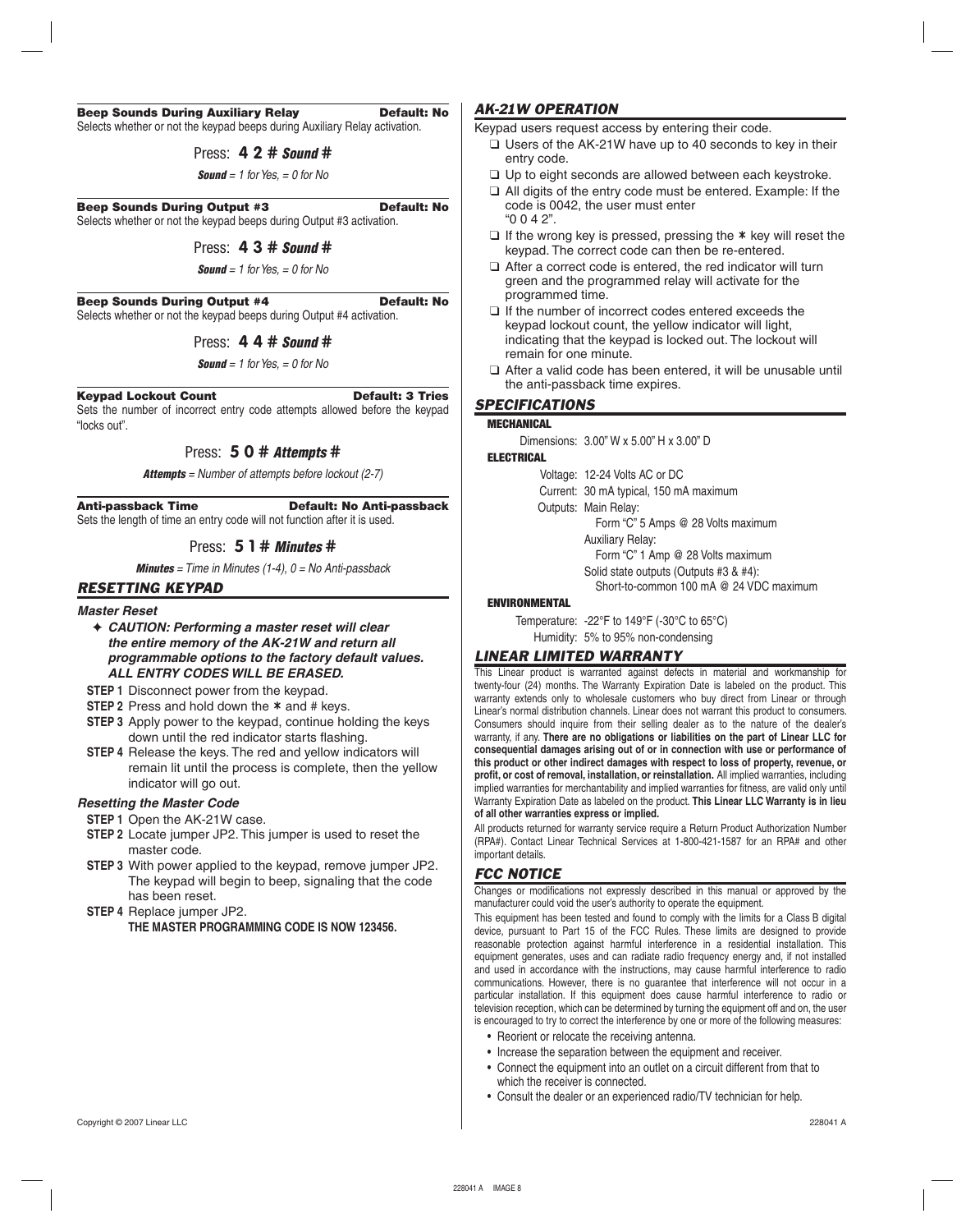**Beep Sounds During Auxiliary Relay** **Default: No**

Selects whether or not the keypad beeps during Auxiliary Relay activation.

Press: **4 2 #** ***Sound*** **#**

***Sound*** *= 1 for Yes, = 0 for No*

**Beep Sounds During Output #3** **Default: No**

Selects whether or not the keypad beeps during Output #3 activation.

Press: **4 3 #** ***Sound*** **#**

***Sound*** *= 1 for Yes, = 0 for No*

**Beep Sounds During Output #4** **Default: No**

Selects whether or not the keypad beeps during Output #4 activation.

Press: **4 4 #** ***Sound*** **#**

***Sound*** *= 1 for Yes, = 0 for No*

**Keypad Lockout Count** **Default: 3 Tries**

Sets the number of incorrect entry code attempts allowed before the keypad "locks out".

Press: **5 0 #** ***Attempts*** **#**

***Attempts*** *= Number of attempts before lockout (2-7)*

**Anti-passback Time** **Default: No Anti-passback**

Sets the length of time an entry code will not function after it is used.

Press: **5 1 #** ***Minutes*** **#**

***Minutes*** *= Time in Minutes (1-4), 0 = No Anti-passback*

## RESETTING KEYPAD

### Master Reset

✦ ***CAUTION: Performing a master reset will clear the entire memory of the AK-21W and return all programmable options to the factory default values. ALL ENTRY CODES WILL BE ERASED.***

**STEP 1** Disconnect power from the keypad.

**STEP 2** Press and hold down the * and # keys.

**STEP 3** Apply power to the keypad, continue holding the keys down until the red indicator starts flashing.

**STEP 4** Release the keys. The red and yellow indicators will remain lit until the process is complete, then the yellow indicator will go out.

### Resetting the Master Code

**STEP 1** Open the AK-21W case.

**STEP 2** Locate jumper JP2. This jumper is used to reset the master code.

**STEP 3** With power applied to the keypad, remove jumper JP2. The keypad will begin to beep, signaling that the code has been reset.

**STEP 4** Replace jumper JP2.
**THE MASTER PROGRAMMING CODE IS NOW 123456.**

## AK-21W OPERATION

Keypad users request access by entering their code.

- ❑ Users of the AK-21W have up to 40 seconds to key in their entry code.
- ❑ Up to eight seconds are allowed between each keystroke.
- ❑ All digits of the entry code must be entered. Example: If the code is 0042, the user must enter "0 0 4 2".
- ❑ If the wrong key is pressed, pressing the * key will reset the keypad. The correct code can then be re-entered.
- ❑ After a correct code is entered, the red indicator will turn green and the programmed relay will activate for the programmed time.
- ❑ If the number of incorrect codes entered exceeds the keypad lockout count, the yellow indicator will light, indicating that the keypad is locked out. The lockout will remain for one minute.
- ❑ After a valid code has been entered, it will be unusable until the anti-passback time expires.

## SPECIFICATIONS

**MECHANICAL**

Dimensions: 3.00" W x 5.00" H x 3.00" D

**ELECTRICAL**

Voltage: 12-24 Volts AC or DC

Current: 30 mA typical, 150 mA maximum

Outputs: Main Relay:
Form "C" 5 Amps @ 28 Volts maximum
Auxiliary Relay:
Form "C" 1 Amp @ 28 Volts maximum
Solid state outputs (Outputs #3 & #4):
Short-to-common 100 mA @ 24 VDC maximum

**ENVIRONMENTAL**

Temperature: -22°F to 149°F (-30°C to 65°C)

Humidity: 5% to 95% non-condensing

## LINEAR LIMITED WARRANTY

This Linear product is warranted against defects in material and workmanship for twenty-four (24) months. The Warranty Expiration Date is labeled on the product. This warranty extends only to wholesale customers who buy direct from Linear or through Linear's normal distribution channels. Linear does not warrant this product to consumers. Consumers should inquire from their selling dealer as to the nature of the dealer's warranty, if any. **There are no obligations or liabilities on the part of Linear LLC for consequential damages arising out of or in connection with use or performance of this product or other indirect damages with respect to loss of property, revenue, or profit, or cost of removal, installation, or reinstallation.** All implied warranties, including implied warranties for merchantability and implied warranties for fitness, are valid only until Warranty Expiration Date as labeled on the product. **This Linear LLC Warranty is in lieu of all other warranties express or implied.**

All products returned for warranty service require a Return Product Authorization Number (RPA#). Contact Linear Technical Services at 1-800-421-1587 for an RPA# and other important details.

## FCC NOTICE

Changes or modifications not expressly described in this manual or approved by the manufacturer could void the user's authority to operate the equipment.

This equipment has been tested and found to comply with the limits for a Class B digital device, pursuant to Part 15 of the FCC Rules. These limits are designed to provide reasonable protection against harmful interference in a residential installation. This equipment generates, uses and can radiate radio frequency energy and, if not installed and used in accordance with the instructions, may cause harmful interference to radio communications. However, there is no guarantee that interference will not occur in a particular installation. If this equipment does cause harmful interference to radio or television reception, which can be determined by turning the equipment off and on, the user is encouraged to try to correct the interference by one or more of the following measures:

- Reorient or relocate the receiving antenna.
- Increase the separation between the equipment and receiver.
- Connect the equipment into an outlet on a circuit different from that to which the receiver is connected.
- Consult the dealer or an experienced radio/TV technician for help.

Copyright © 2007 Linear LLC

228041 A